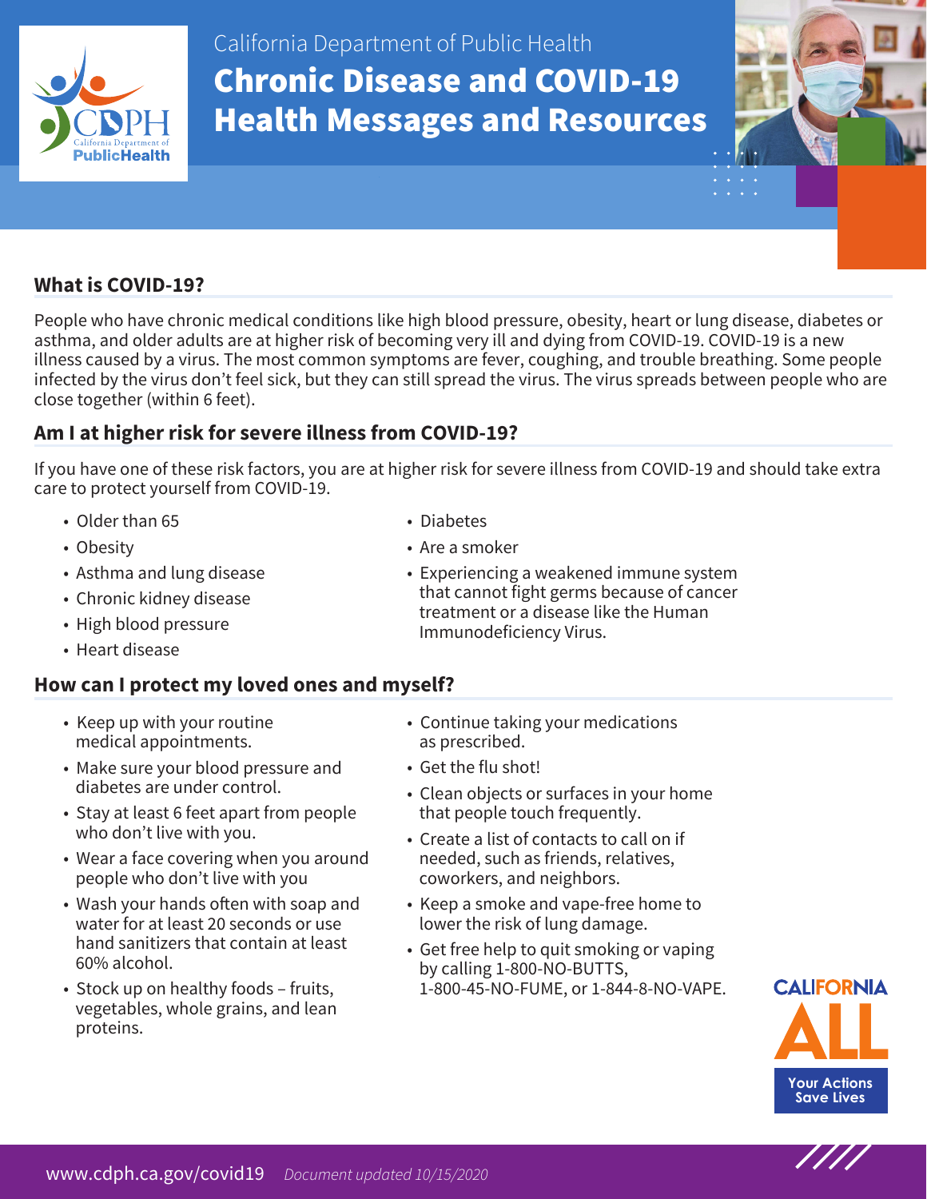California Department of Public Health

# Chronic Disease and COVID-19 Health Messages and Resources

## What is COVID-19?

People who have chronic medical conditions like high blood pressure, obesity, heart or lung disease, diabetes or asthma, and older adults are at higher risk of becoming very ill and dying from COVID-19. COVID-19 is a new illness caused by a virus. The most common symptoms are fever, coughing, and trouble breathing. Some people infected by the virus don't feel sick, but they can still spread the virus. The virus spreads between people who are close together (within 6 feet).

## Am I at higher risk for severe illness from COVID-19?

If you have one of these risk factors, you are at higher risk for severe illness from COVID-19 and should take extra care to protect yourself from COVID-19.

- Older than 65
- Obesity
- Asthma and lung disease
- Chronic kidney disease
- High blood pressure
- Heart disease
- Diabetes
- Are a smoker
- Experiencing a weakened immune system that cannot fight germs because of cancer treatment or a disease like the Human Immunodeficiency Virus.

## How can I protect my loved ones and myself?

- Keep up with your routine medical appointments.
- Make sure your blood pressure and diabetes are under control.
- Stay at least 6 feet apart from people who don't live with you.
- Wear a face covering when you around people who don't live with you
- Wash your hands often with soap and water for at least 20 seconds or use hand sanitizers that contain at least 60% alcohol.
- Stock up on healthy foods – fruits, vegetables, whole grains, and lean proteins.
- Continue taking your medications as prescribed.
- Get the flu shot!
- Clean objects or surfaces in your home that people touch frequently.
- Create a list of contacts to call on if needed, such as friends, relatives, coworkers, and neighbors.
- Keep a smoke and vape-free home to lower the risk of lung damage.
- Get free help to quit smoking or vaping by calling 1-800-NO-BUTTS, 1-800-45-NO-FUME, or 1-844-8-NO-VAPE.

CALIFORNIA ALL
Your Actions Save Lives

www.cdph.ca.gov/covid19 *Document updated 10/15/2020*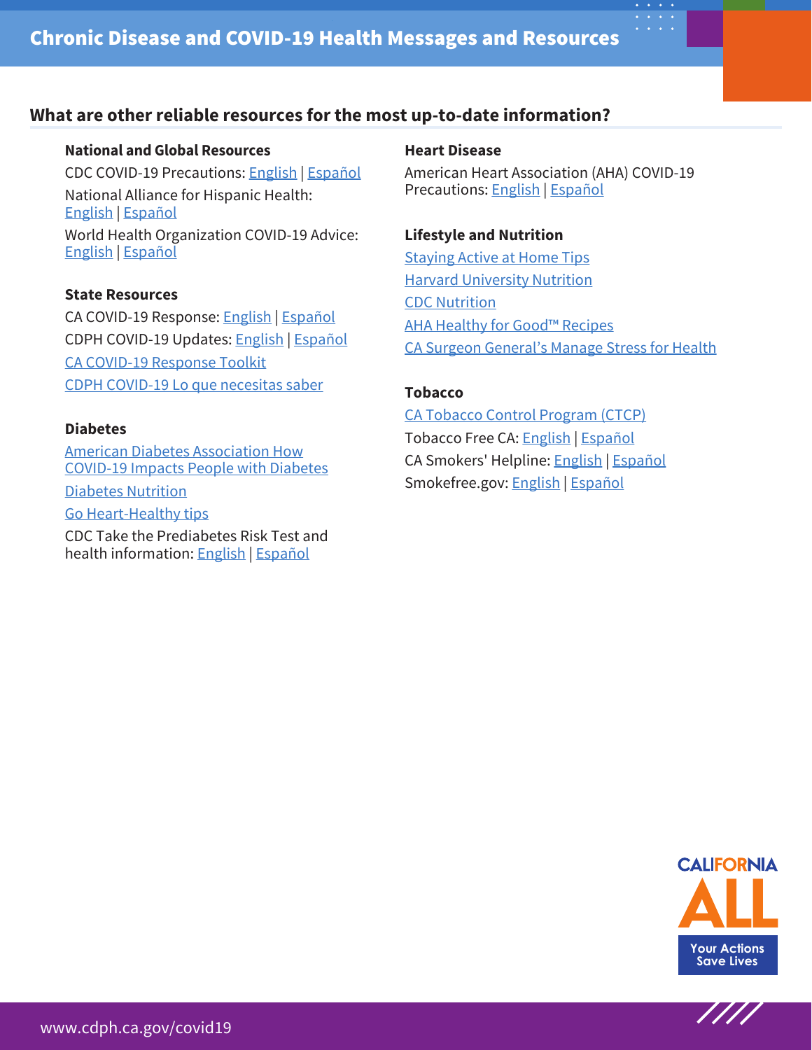# Chronic Disease and COVID-19 Health Messages and Resources

## What are other reliable resources for the most up-to-date information?

### National and Global Resources

CDC COVID-19 Precautions: English | Español

National Alliance for Hispanic Health: English | Español

World Health Organization COVID-19 Advice: English | Español

### State Resources

CA COVID-19 Response: English | Español

CDPH COVID-19 Updates: English | Español

CA COVID-19 Response Toolkit

CDPH COVID-19 Lo que necesitas saber

### Diabetes

American Diabetes Association How COVID-19 Impacts People with Diabetes

Diabetes Nutrition

Go Heart-Healthy tips

CDC Take the Prediabetes Risk Test and health information: English | Español

### Heart Disease

American Heart Association (AHA) COVID-19 Precautions: English | Español

### Lifestyle and Nutrition

Staying Active at Home Tips

Harvard University Nutrition

CDC Nutrition

AHA Healthy for Good™ Recipes

CA Surgeon General's Manage Stress for Health

### Tobacco

CA Tobacco Control Program (CTCP)

Tobacco Free CA: English | Español

CA Smokers' Helpline: English | Español

Smokefree.gov: English | Español

CALIFORNIA ALL
Your Actions Save Lives

www.cdph.ca.gov/covid19